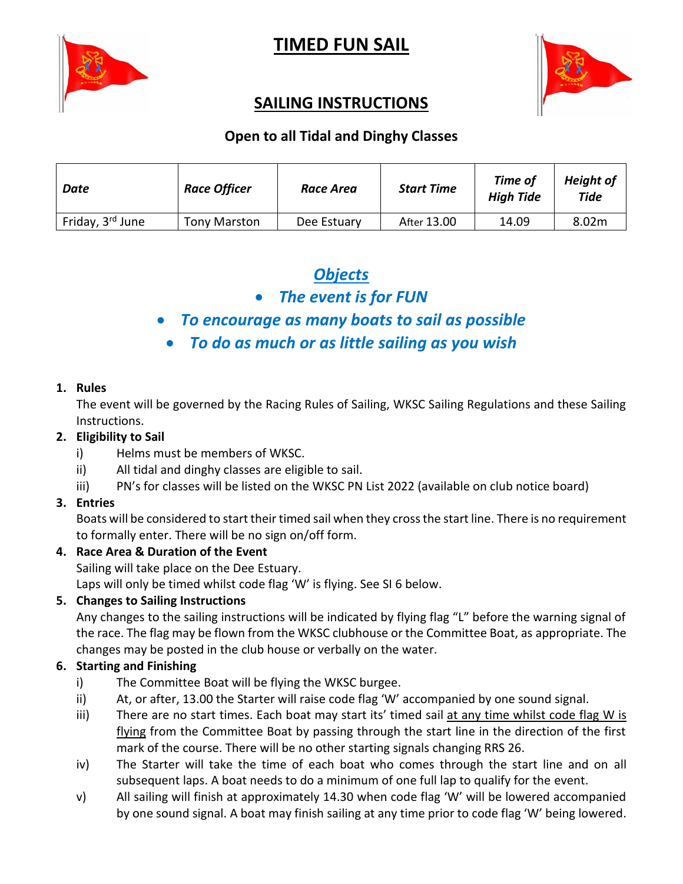# TIMED FUN SAIL

## SAILING INSTRUCTIONS

### Open to all Tidal and Dinghy Classes

| *Date* | *Race Officer* | *Race Area* | *Start Time* | *Time of High Tide* | *Height of Tide* |
|---|---|---|---|---|---|
| Friday, 3rd June | Tony Marston | Dee Estuary | After 13.00 | 14.09 | 8.02m |

## *Objects*

- ***The event is for FUN***
- ***To encourage as many boats to sail as possible***
- ***To do as much or as little sailing as you wish***

1. **Rules**
   The event will be governed by the Racing Rules of Sailing, WKSC Sailing Regulations and these Sailing Instructions.
2. **Eligibility to Sail**
   i) Helms must be members of WKSC.
   ii) All tidal and dinghy classes are eligible to sail.
   iii) PN's for classes will be listed on the WKSC PN List 2022 (available on club notice board)
3. **Entries**
   Boats will be considered to start their timed sail when they cross the start line. There is no requirement to formally enter. There will be no sign on/off form.
4. **Race Area & Duration of the Event**
   Sailing will take place on the Dee Estuary.
   Laps will only be timed whilst code flag 'W' is flying. See SI 6 below.
5. **Changes to Sailing Instructions**
   Any changes to the sailing instructions will be indicated by flying flag "L" before the warning signal of the race. The flag may be flown from the WKSC clubhouse or the Committee Boat, as appropriate. The changes may be posted in the club house or verbally on the water.
6. **Starting and Finishing**
   i) The Committee Boat will be flying the WKSC burgee.
   ii) At, or after, 13.00 the Starter will raise code flag 'W' accompanied by one sound signal.
   iii) There are no start times. Each boat may start its' timed sail at any time whilst code flag W is flying from the Committee Boat by passing through the start line in the direction of the first mark of the course. There will be no other starting signals changing RRS 26.
   iv) The Starter will take the time of each boat who comes through the start line and on all subsequent laps. A boat needs to do a minimum of one full lap to qualify for the event.
   v) All sailing will finish at approximately 14.30 when code flag 'W' will be lowered accompanied by one sound signal. A boat may finish sailing at any time prior to code flag 'W' being lowered.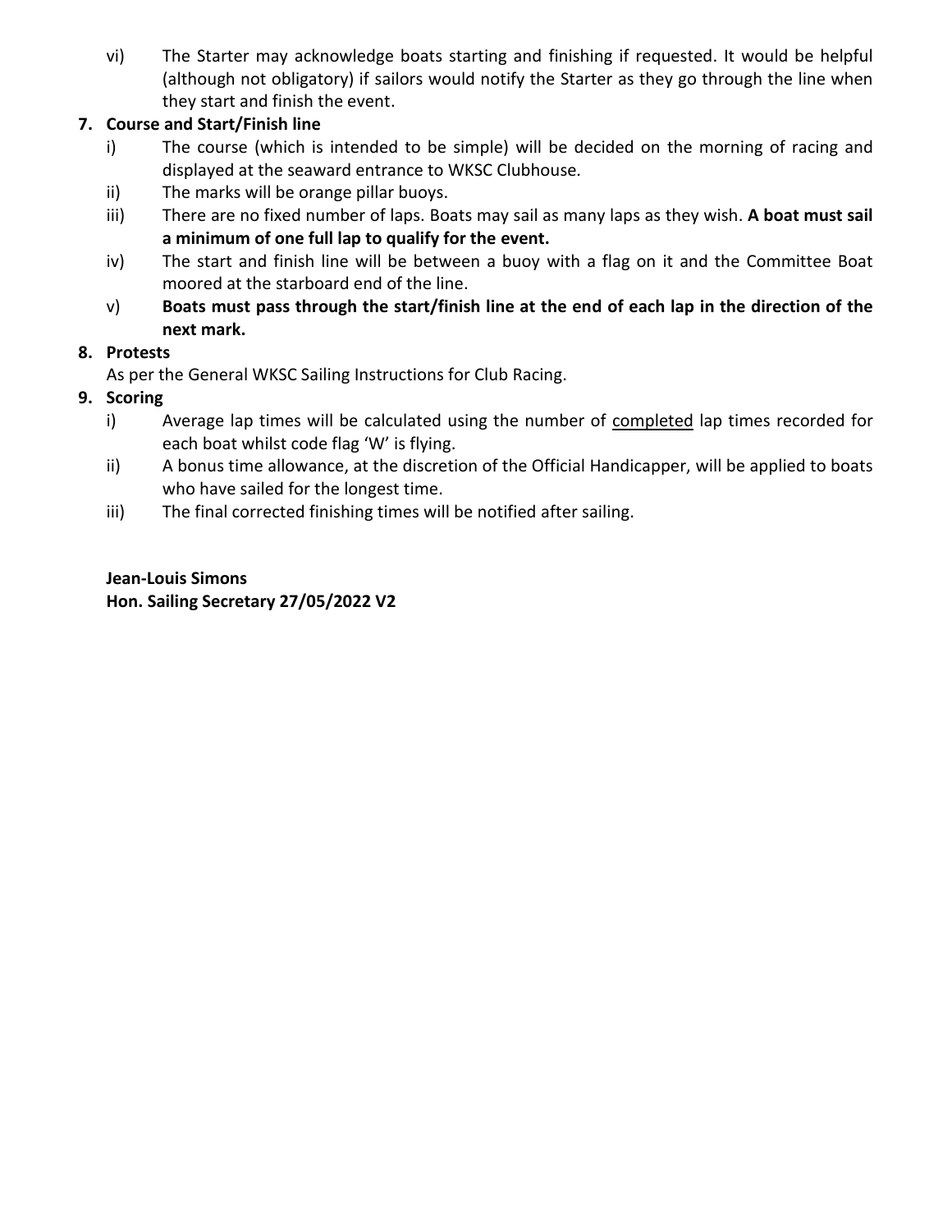vi) The Starter may acknowledge boats starting and finishing if requested. It would be helpful (although not obligatory) if sailors would notify the Starter as they go through the line when they start and finish the event.

**7. Course and Start/Finish line**

i) The course (which is intended to be simple) will be decided on the morning of racing and displayed at the seaward entrance to WKSC Clubhouse.

ii) The marks will be orange pillar buoys.

iii) There are no fixed number of laps. Boats may sail as many laps as they wish. **A boat must sail a minimum of one full lap to qualify for the event.**

iv) The start and finish line will be between a buoy with a flag on it and the Committee Boat moored at the starboard end of the line.

v) **Boats must pass through the start/finish line at the end of each lap in the direction of the next mark.**

**8. Protests**

As per the General WKSC Sailing Instructions for Club Racing.

**9. Scoring**

i) Average lap times will be calculated using the number of <u>completed</u> lap times recorded for each boat whilst code flag 'W' is flying.

ii) A bonus time allowance, at the discretion of the Official Handicapper, will be applied to boats who have sailed for the longest time.

iii) The final corrected finishing times will be notified after sailing.

**Jean-Louis Simons**
**Hon. Sailing Secretary 27/05/2022 V2**